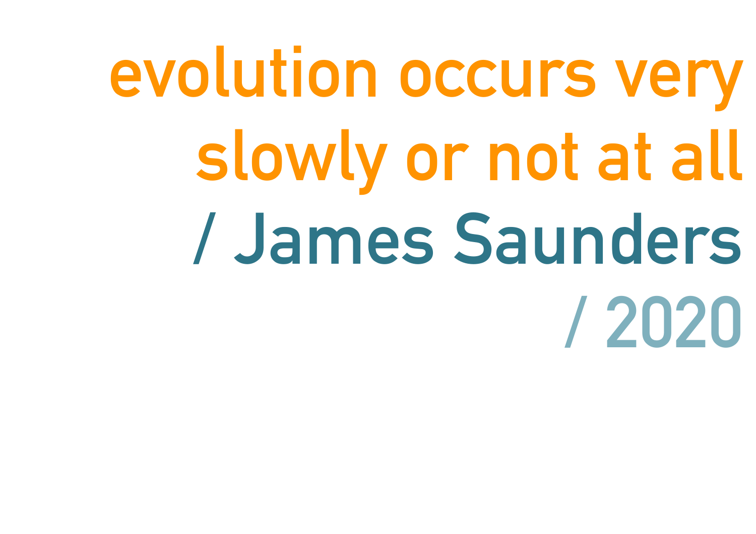# evolution occurs very slowly or not at all

## / James Saunders

### / 2020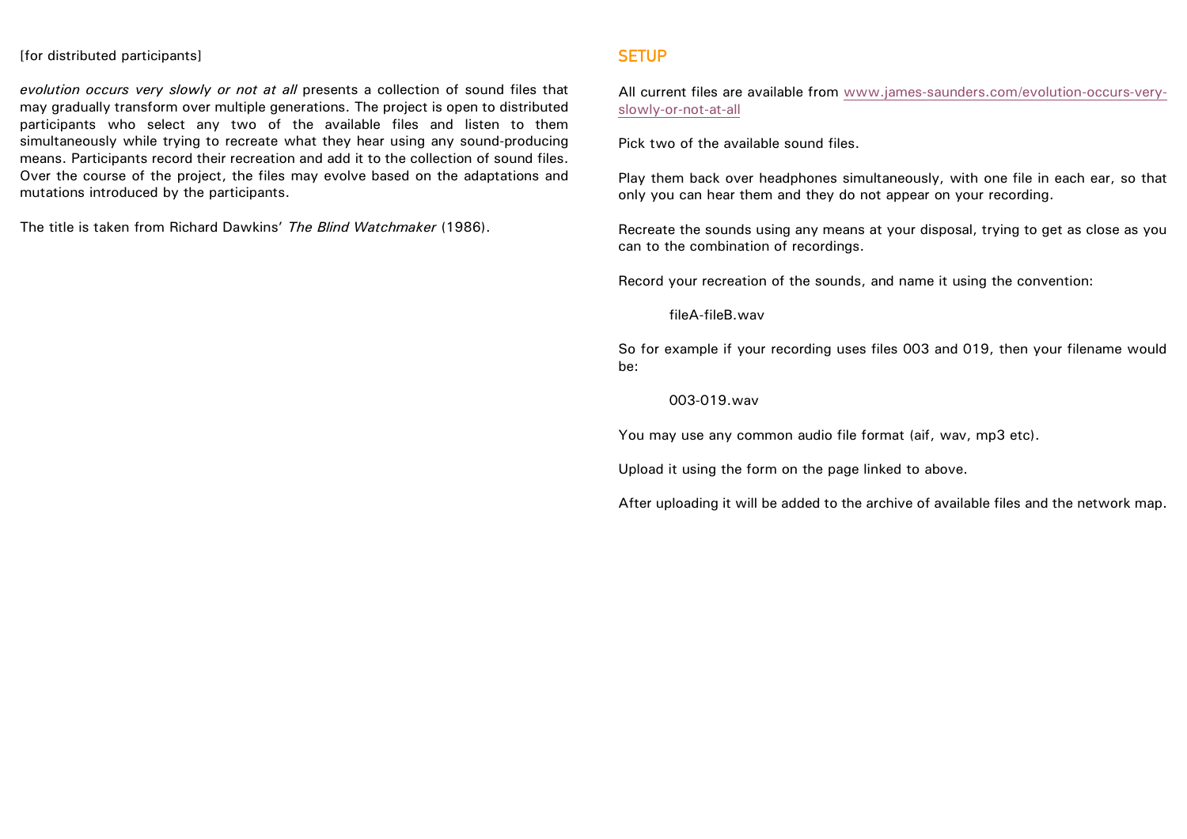[for distributed participants]

*evolution occurs very slowly or not at all* presents a collection of sound files that may gradually transform over multiple generations. The project is open to distributed participants who select any two of the available files and listen to them simultaneously while trying to recreate what they hear using any sound-producing means. Participants record their recreation and add it to the collection of sound files. Over the course of the project, the files may evolve based on the adaptations and mutations introduced by the participants.

The title is taken from Richard Dawkins' *The Blind Watchmaker* (1986).

## SETUP

All current files are available from [www.james-saunders.com/evolution-occurs-very-slowly-or-not-at-all](www.james-saunders.com/evolution-occurs-very-slowly-or-not-at-all)

Pick two of the available sound files.

Play them back over headphones simultaneously, with one file in each ear, so that only you can hear them and they do not appear on your recording.

Recreate the sounds using any means at your disposal, trying to get as close as you can to the combination of recordings.

Record your recreation of the sounds, and name it using the convention:

fileA-fileB.wav

So for example if your recording uses files 003 and 019, then your filename would be:

003-019.wav

You may use any common audio file format (aif, wav, mp3 etc).

Upload it using the form on the page linked to above.

After uploading it will be added to the archive of available files and the network map.